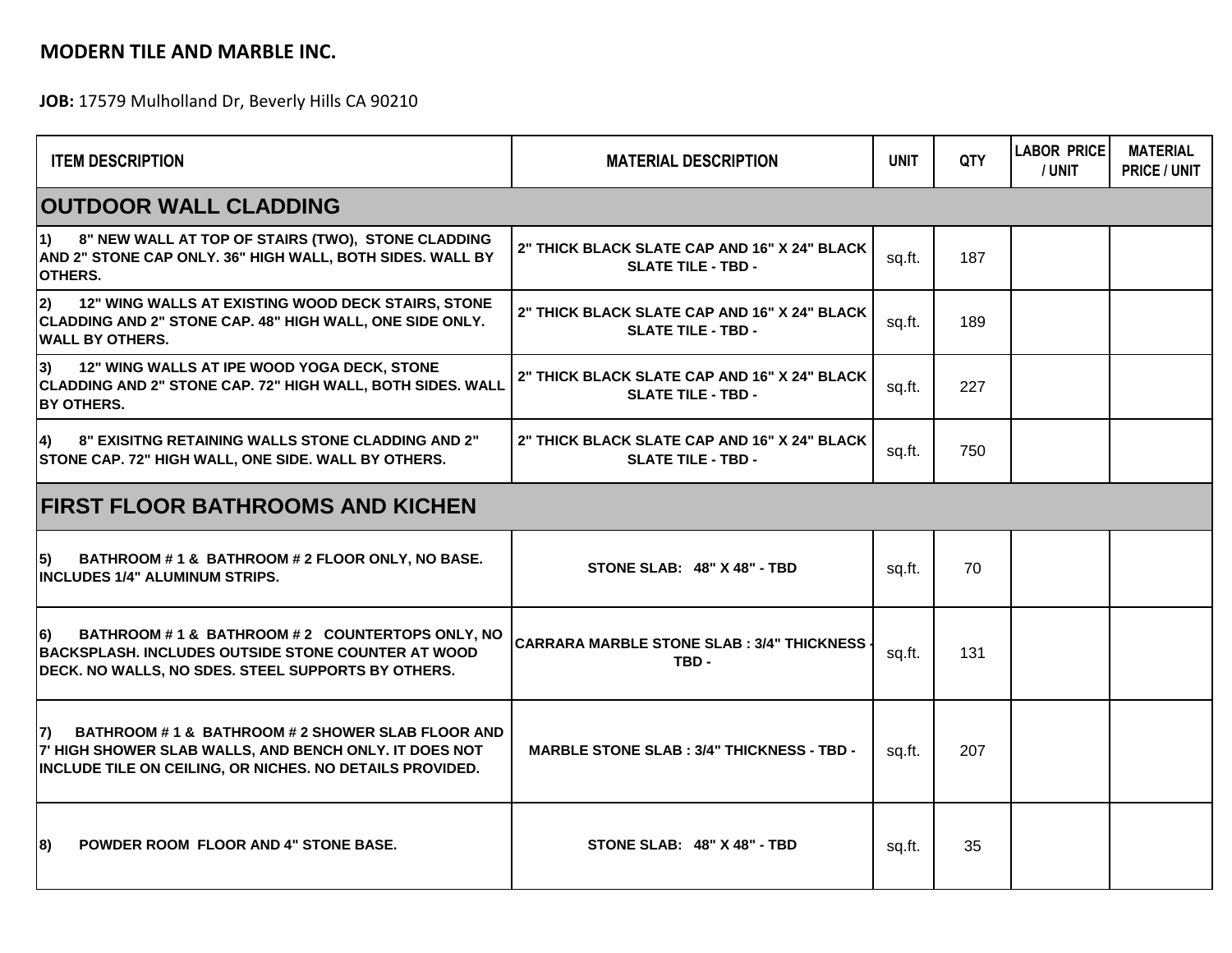**MODERN TILE AND MARBLE INC.**

**JOB:** 17579 Mulholland Dr, Beverly Hills CA 90210

| ITEM DESCRIPTION | MATERIAL DESCRIPTION | UNIT | QTY | LABOR PRICE / UNIT | MATERIAL PRICE / UNIT |
|---|---|---|---|---|---|
| **OUTDOOR WALL CLADDING** | | | | | |
| 1) 8" NEW WALL AT TOP OF STAIRS (TWO), STONE CLADDING AND 2" STONE CAP ONLY. 36" HIGH WALL, BOTH SIDES. WALL BY OTHERS. | 2" THICK BLACK SLATE CAP AND 16" X 24" BLACK SLATE TILE - TBD - | sq.ft. | 187 | | |
| 2) 12" WING WALLS AT EXISTING WOOD DECK STAIRS, STONE CLADDING AND 2" STONE CAP. 48" HIGH WALL, ONE SIDE ONLY. WALL BY OTHERS. | 2" THICK BLACK SLATE CAP AND 16" X 24" BLACK SLATE TILE - TBD - | sq.ft. | 189 | | |
| 3) 12" WING WALLS AT IPE WOOD YOGA DECK, STONE CLADDING AND 2" STONE CAP. 72" HIGH WALL, BOTH SIDES. WALL BY OTHERS. | 2" THICK BLACK SLATE CAP AND 16" X 24" BLACK SLATE TILE - TBD - | sq.ft. | 227 | | |
| 4) 8" EXISITNG RETAINING WALLS STONE CLADDING AND 2" STONE CAP. 72" HIGH WALL, ONE SIDE. WALL BY OTHERS. | 2" THICK BLACK SLATE CAP AND 16" X 24" BLACK SLATE TILE - TBD - | sq.ft. | 750 | | |
| **FIRST FLOOR BATHROOMS AND KICHEN** | | | | | |
| 5) BATHROOM # 1 & BATHROOM # 2 FLOOR ONLY, NO BASE. INCLUDES 1/4" ALUMINUM STRIPS. | STONE SLAB: 48" X 48" - TBD | sq.ft. | 70 | | |
| 6) BATHROOM # 1 & BATHROOM # 2 COUNTERTOPS ONLY, NO BACKSPLASH. INCLUDES OUTSIDE STONE COUNTER AT WOOD DECK. NO WALLS, NO SDES. STEEL SUPPORTS BY OTHERS. | CARRARA MARBLE STONE SLAB : 3/4" THICKNESS - TBD - | sq.ft. | 131 | | |
| 7) BATHROOM # 1 & BATHROOM # 2 SHOWER SLAB FLOOR AND 7' HIGH SHOWER SLAB WALLS, AND BENCH ONLY. IT DOES NOT INCLUDE TILE ON CEILING, OR NICHES. NO DETAILS PROVIDED. | MARBLE STONE SLAB : 3/4" THICKNESS - TBD - | sq.ft. | 207 | | |
| 8) POWDER ROOM FLOOR AND 4" STONE BASE. | STONE SLAB: 48" X 48" - TBD | sq.ft. | 35 | | |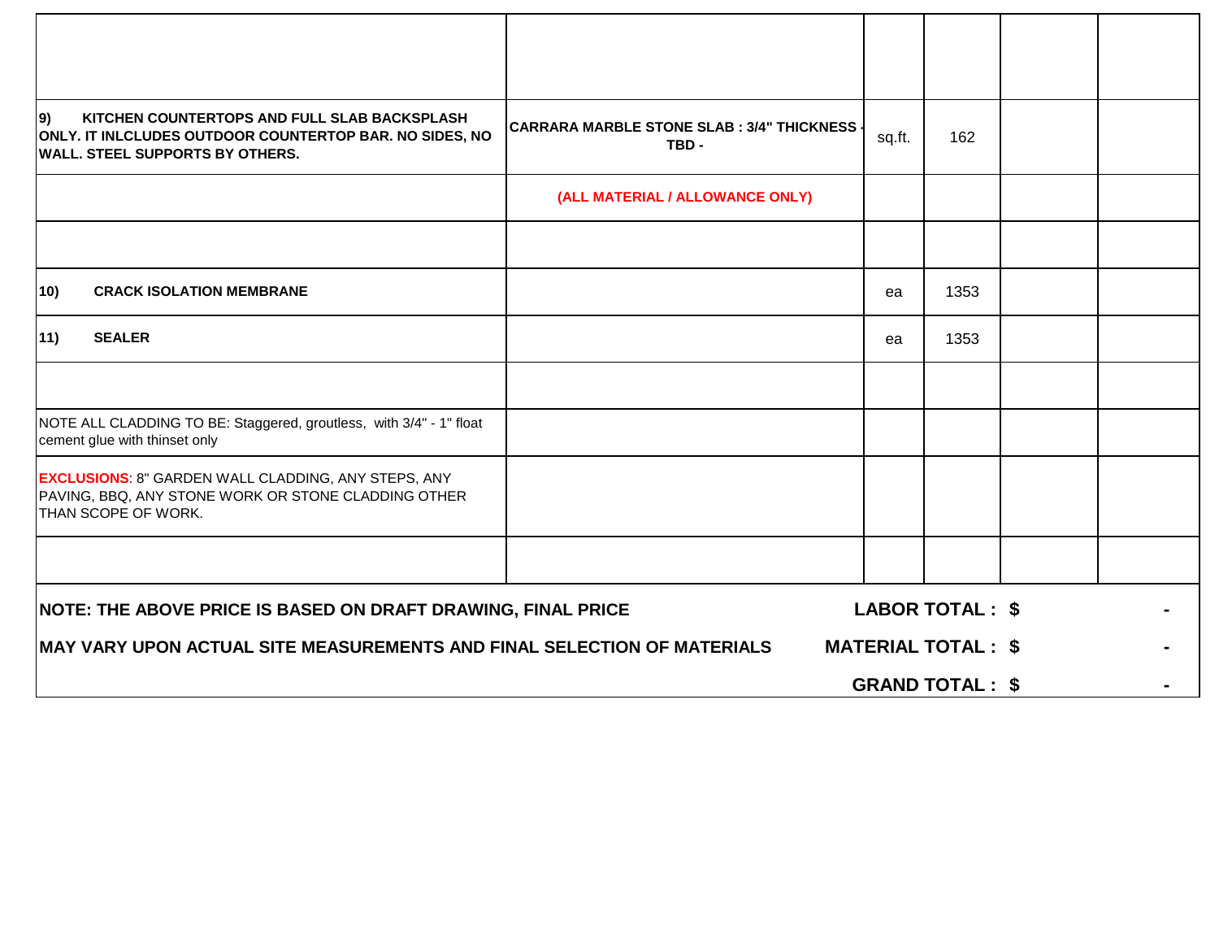| | | | | | |
|---|---|---|---|---|---|
| | | | | | |
| **9) KITCHEN COUNTERTOPS AND FULL SLAB BACKSPLASH ONLY. IT INLCLUDES OUTDOOR COUNTERTOP BAR. NO SIDES, NO WALL. STEEL SUPPORTS BY OTHERS.** | **CARRARA MARBLE STONE SLAB : 3/4" THICKNESS - TBD -** | sq.ft. | 162 | | |
| | **(ALL MATERIAL / ALLOWANCE ONLY)** | | | | |
| | | | | | |
| **10) CRACK ISOLATION MEMBRANE** | | ea | 1353 | | |
| **11) SEALER** | | ea | 1353 | | |
| | | | | | |
| NOTE ALL CLADDING TO BE: Staggered, groutless, with 3/4" - 1" float cement glue with thinset only | | | | | |
| **EXCLUSIONS**: 8" GARDEN WALL CLADDING, ANY STEPS, ANY PAVING, BBQ, ANY STONE WORK OR STONE CLADDING OTHER THAN SCOPE OF WORK. | | | | | |
| | | | | | |

**NOTE: THE ABOVE PRICE IS BASED ON DRAFT DRAWING, FINAL PRICE MAY VARY UPON ACTUAL SITE MEASUREMENTS AND FINAL SELECTION OF MATERIALS**

| | |
|---|---|
| **LABOR TOTAL : $** | **-** |
| **MATERIAL TOTAL : $** | **-** |
| **GRAND TOTAL : $** | **-** |